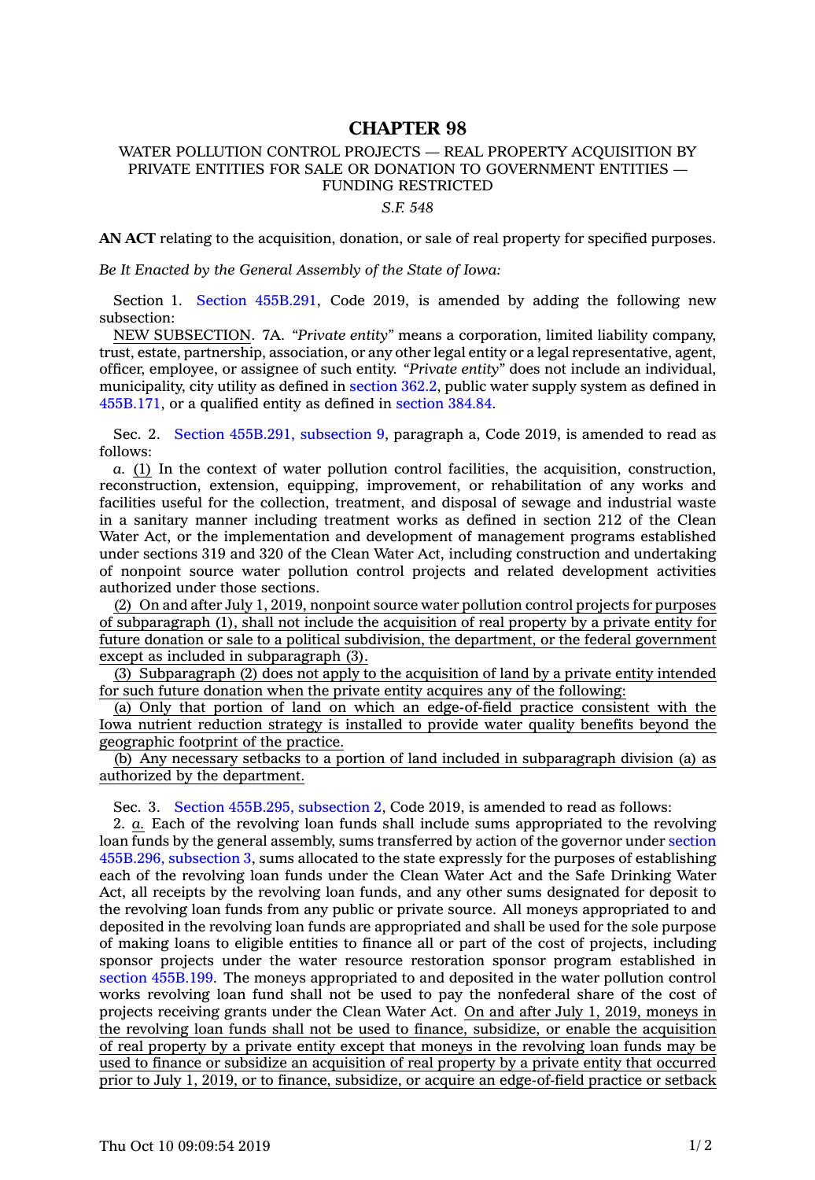# CHAPTER 98

## WATER POLLUTION CONTROL PROJECTS — REAL PROPERTY ACQUISITION BY PRIVATE ENTITIES FOR SALE OR DONATION TO GOVERNMENT ENTITIES — FUNDING RESTRICTED

*S.F. 548*

**AN ACT** relating to the acquisition, donation, or sale of real property for specified purposes.

*Be It Enacted by the General Assembly of the State of Iowa:*

Section 1. Section 455B.291, Code 2019, is amended by adding the following new subsection:

<u>NEW SUBSECTION</u>. 7A. *"Private entity"* means a corporation, limited liability company, trust, estate, partnership, association, or any other legal entity or a legal representative, agent, officer, employee, or assignee of such entity. *"Private entity"* does not include an individual, municipality, city utility as defined in section 362.2, public water supply system as defined in 455B.171, or a qualified entity as defined in section 384.84.

Sec. 2. Section 455B.291, subsection 9, paragraph a, Code 2019, is amended to read as follows:

*a.* <u>(1)</u> In the context of water pollution control facilities, the acquisition, construction, reconstruction, extension, equipping, improvement, or rehabilitation of any works and facilities useful for the collection, treatment, and disposal of sewage and industrial waste in a sanitary manner including treatment works as defined in section 212 of the Clean Water Act, or the implementation and development of management programs established under sections 319 and 320 of the Clean Water Act, including construction and undertaking of nonpoint source water pollution control projects and related development activities authorized under those sections.

<u>(2) On and after July 1, 2019, nonpoint source water pollution control projects for purposes of subparagraph (1), shall not include the acquisition of real property by a private entity for future donation or sale to a political subdivision, the department, or the federal government except as included in subparagraph (3).</u>

<u>(3) Subparagraph (2) does not apply to the acquisition of land by a private entity intended for such future donation when the private entity acquires any of the following:</u>

<u>(a) Only that portion of land on which an edge-of-field practice consistent with the Iowa nutrient reduction strategy is installed to provide water quality benefits beyond the geographic footprint of the practice.</u>

<u>(b) Any necessary setbacks to a portion of land included in subparagraph division (a) as authorized by the department.</u>

Sec. 3. Section 455B.295, subsection 2, Code 2019, is amended to read as follows:

2. <u>*a.*</u> Each of the revolving loan funds shall include sums appropriated to the revolving loan funds by the general assembly, sums transferred by action of the governor under section 455B.296, subsection 3, sums allocated to the state expressly for the purposes of establishing each of the revolving loan funds under the Clean Water Act and the Safe Drinking Water Act, all receipts by the revolving loan funds, and any other sums designated for deposit to the revolving loan funds from any public or private source. All moneys appropriated to and deposited in the revolving loan funds are appropriated and shall be used for the sole purpose of making loans to eligible entities to finance all or part of the cost of projects, including sponsor projects under the water resource restoration sponsor program established in section 455B.199. The moneys appropriated to and deposited in the water pollution control works revolving loan fund shall not be used to pay the nonfederal share of the cost of projects receiving grants under the Clean Water Act. <u>On and after July 1, 2019, moneys in the revolving loan funds shall not be used to finance, subsidize, or enable the acquisition of real property by a private entity except that moneys in the revolving loan funds may be used to finance or subsidize an acquisition of real property by a private entity that occurred prior to July 1, 2019, or to finance, subsidize, or acquire an edge-of-field practice or setback</u>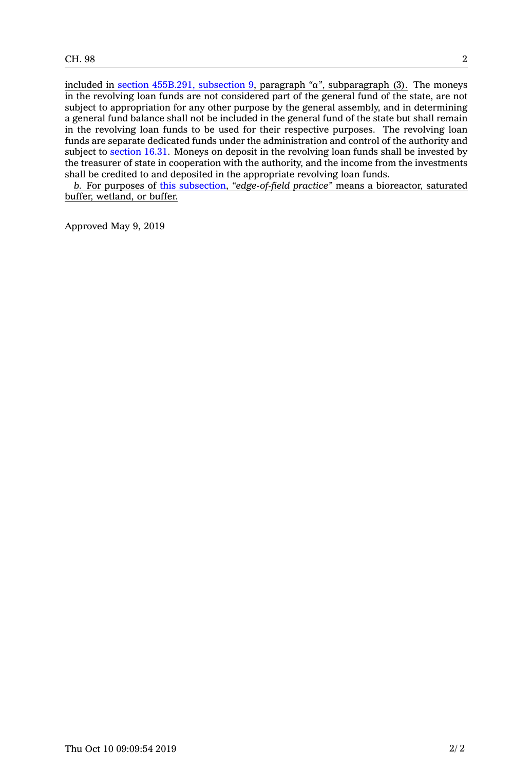included in section 455B.291, subsection 9, paragraph "*a*", subparagraph (3). The moneys in the revolving loan funds are not considered part of the general fund of the state, are not subject to appropriation for any other purpose by the general assembly, and in determining a general fund balance shall not be included in the general fund of the state but shall remain in the revolving loan funds to be used for their respective purposes. The revolving loan funds are separate dedicated funds under the administration and control of the authority and subject to section 16.31. Moneys on deposit in the revolving loan funds shall be invested by the treasurer of state in cooperation with the authority, and the income from the investments shall be credited to and deposited in the appropriate revolving loan funds.

*b.* For purposes of this subsection, *"edge-of-field practice"* means a bioreactor, saturated buffer, wetland, or buffer.

Approved May 9, 2019